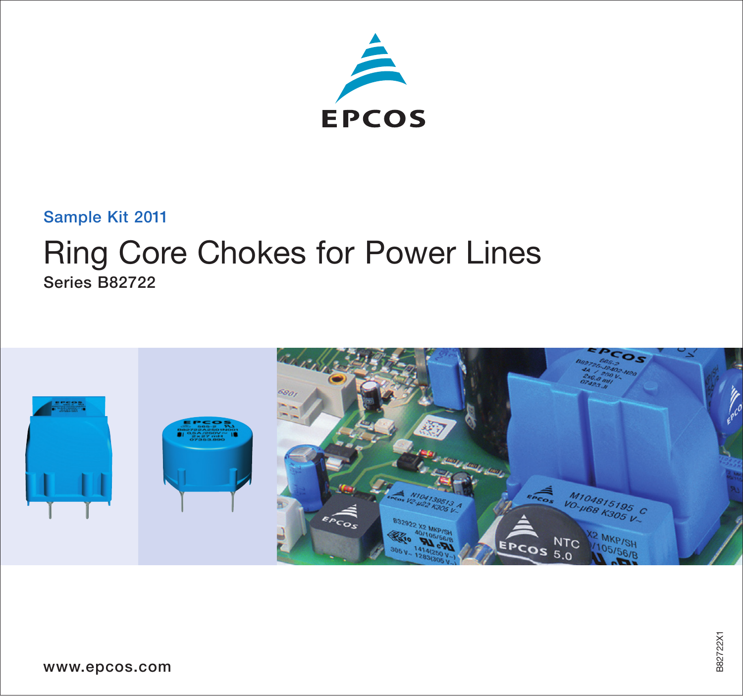EPCOS

Sample Kit 2011

# Ring Core Chokes for Power Lines

## Series B82722

www.epcos.com

B82722X1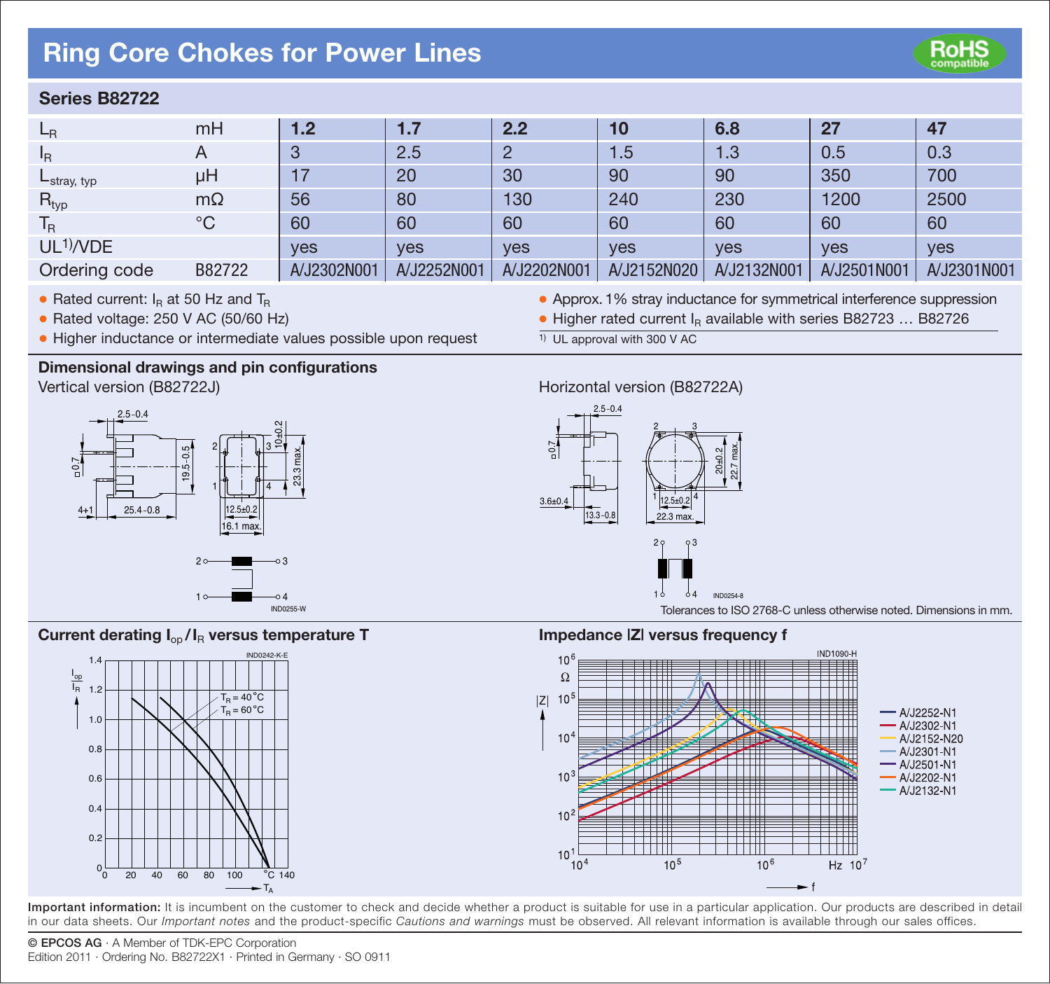# Ring Core Chokes for Power Lines

RoHS compatible

## Series B82722

| | | | | | | | | |
|---|---|---|---|---|---|---|---|---|
| $L_R$ | mH | **1.2** | **1.7** | **2.2** | **10** | **6.8** | **27** | **47** |
| $I_R$ | A | 3 | 2.5 | 2 | 1.5 | 1.3 | 0.5 | 0.3 |
| $L_{stray, typ}$ | µH | 17 | 20 | 30 | 90 | 90 | 350 | 700 |
| $R_{typ}$ | mΩ | 56 | 80 | 130 | 240 | 230 | 1200 | 2500 |
| $T_R$ | °C | 60 | 60 | 60 | 60 | 60 | 60 | 60 |
| UL[1])/VDE | | yes | yes | yes | yes | yes | yes | yes |
| Ordering code | B82722 | A/J2302N001 | A/J2252N001 | A/J2202N001 | A/J2152N020 | A/J2132N001 | A/J2501N001 | A/J2301N001 |

- Rated current: $I_R$ at 50 Hz and $T_R$
- Rated voltage: 250 V AC (50/60 Hz)
- Higher inductance or intermediate values possible upon request
- Approx. 1% stray inductance for symmetrical interference suppression
- Higher rated current $I_R$ available with series B82723 … B82726

1) UL approval with 300 V AC

## Dimensional drawings and pin configurations

Vertical version (B82722J)

2.5-0.4
0.7
19.5-0.5
4+1
25.4-0.8
10±0.2
23.3 max.
12.5±0.2
16.1 max.
1 2 3 4
IND0255-W

Horizontal version (B82722A)

2.5-0.4
0.7
3.6±0.4
13.3-0.8
20±0.2
22.7 max.
12.5±0.2
22.3 max.
1 2 3 4
IND0254-8

Tolerances to ISO 2768-C unless otherwise noted. Dimensions in mm.

## Current derating $I_{op}/I_R$ versus temperature T

IND0242-K-E

$I_{op}/I_R$

$T_R$ = 40 °C

$T_R$ = 60 °C

1.4
1.2
1.0
0.8
0.6
0.4
0.2
0
0 20 40 60 80 100 °C 140
$T_A$

## Impedance |Z| versus frequency f

IND1090-H

|Z|

$10^6$ Ω
$10^5$
$10^4$
$10^3$
$10^2$
$10^1$

$10^4$ $10^5$ $10^6$ Hz $10^7$

f

A/J2252-N1
A/J2302-N1
A/J2152-N20
A/J2301-N1
A/J2501-N1
A/J2202-N1
A/J2132-N1

**Important information:** It is incumbent on the customer to check and decide whether a product is suitable for use in a particular application. Our products are described in detail in our data sheets. Our *Important notes* and the product-specific *Cautions and warnings* must be observed. All relevant information is available through our sales offices.

**© EPCOS AG** · A Member of TDK-EPC Corporation
Edition 2011 · Ordering No. B82722X1 · Printed in Germany · SO 0911